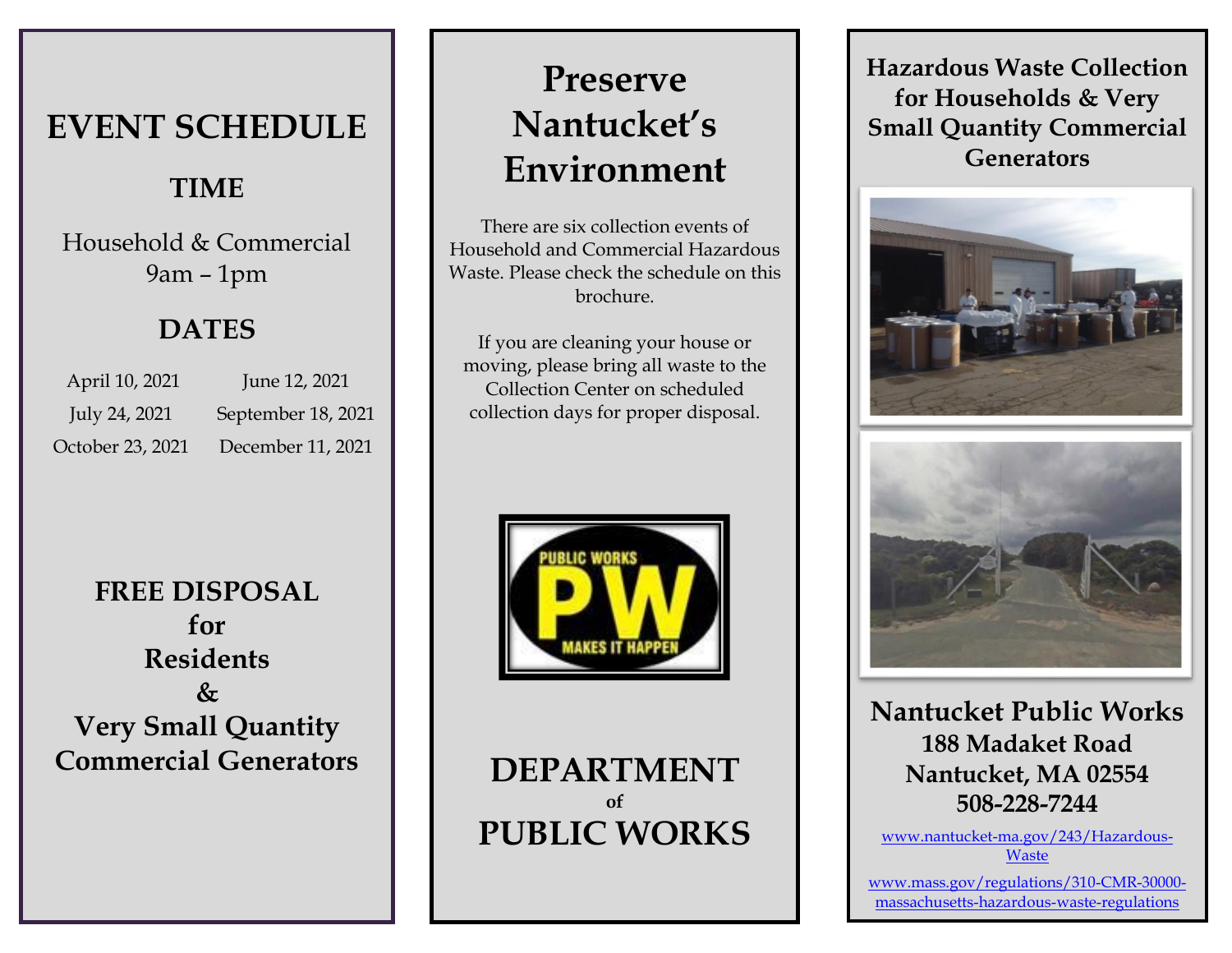# EVENT SCHEDULE

## TIME

Household & Commercial
9am – 1pm

## DATES

| | |
|---|---|
| April 10, 2021 | June 12, 2021 |
| July 24, 2021 | September 18, 2021 |
| October 23, 2021 | December 11, 2021 |

**FREE DISPOSAL for Residents & Very Small Quantity Commercial Generators**

# Preserve Nantucket's Environment

There are six collection events of Household and Commercial Hazardous Waste. Please check the schedule on this brochure.

If you are cleaning your house or moving, please bring all waste to the Collection Center on scheduled collection days for proper disposal.

PUBLIC WORKS
PW
MAKES IT HAPPEN

# DEPARTMENT of PUBLIC WORKS

## Hazardous Waste Collection for Households & Very Small Quantity Commercial Generators

**Nantucket Public Works**
**188 Madaket Road**
**Nantucket, MA 02554**
**508-228-7244**

www.nantucket-ma.gov/243/Hazardous-Waste

www.mass.gov/regulations/310-CMR-30000-massachusetts-hazardous-waste-regulations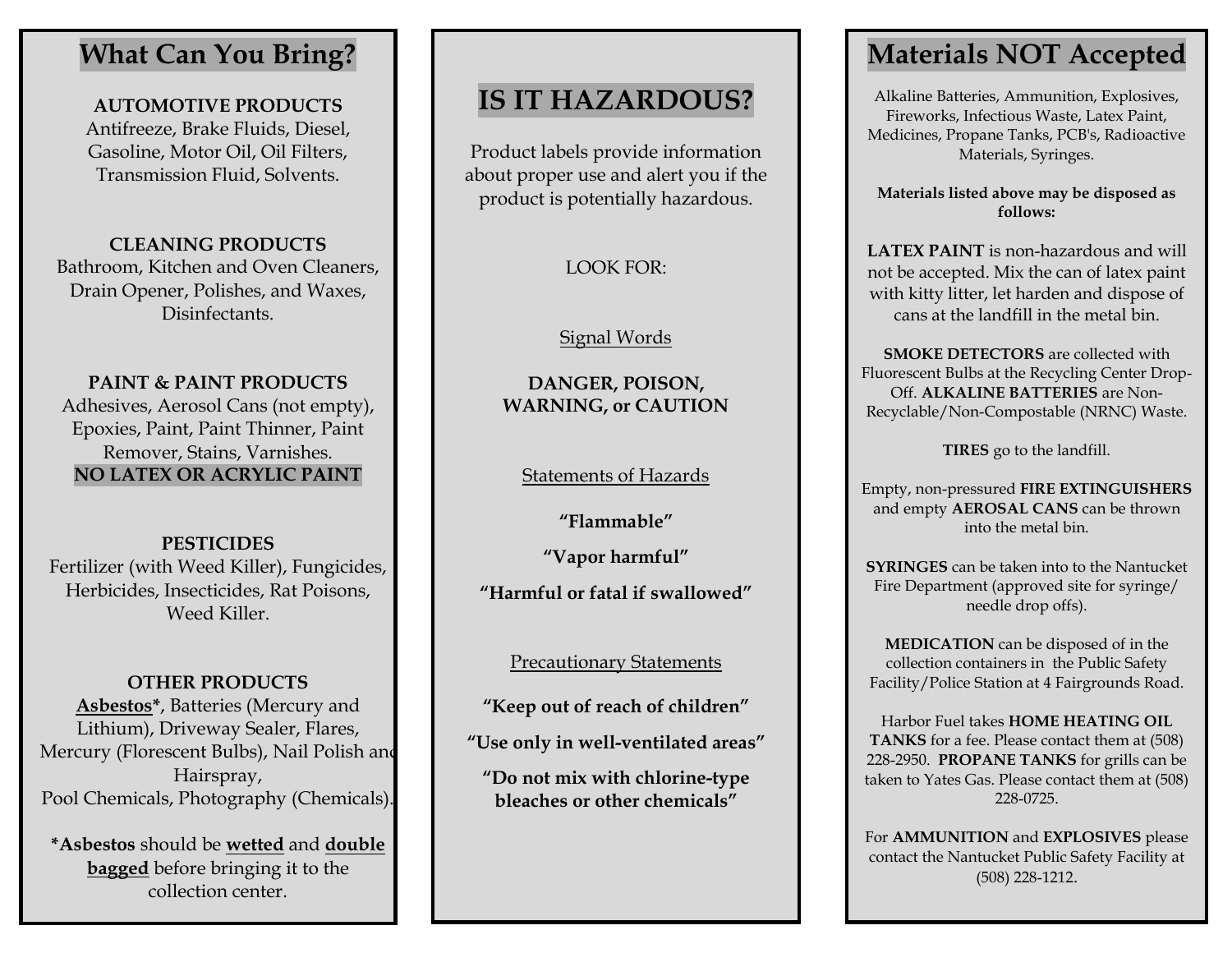## What Can You Bring?

**AUTOMOTIVE PRODUCTS**
Antifreeze, Brake Fluids, Diesel, Gasoline, Motor Oil, Oil Filters, Transmission Fluid, Solvents.

**CLEANING PRODUCTS**
Bathroom, Kitchen and Oven Cleaners, Drain Opener, Polishes, and Waxes, Disinfectants.

**PAINT & PAINT PRODUCTS**
Adhesives, Aerosol Cans (not empty), Epoxies, Paint, Paint Thinner, Paint Remover, Stains, Varnishes.
**NO LATEX OR ACRYLIC PAINT**

**PESTICIDES**
Fertilizer (with Weed Killer), Fungicides, Herbicides, Insecticides, Rat Poisons, Weed Killer.

**OTHER PRODUCTS**
**Asbestos***, Batteries (Mercury and Lithium), Driveway Sealer, Flares, Mercury (Florescent Bulbs), Nail Polish and Hairspray,
Pool Chemicals, Photography (Chemicals).

***Asbestos** should be **wetted** and **double bagged** before bringing it to the collection center.

## IS IT HAZARDOUS?

Product labels provide information about proper use and alert you if the product is potentially hazardous.

LOOK FOR:

Signal Words

**DANGER, POISON, WARNING, or CAUTION**

Statements of Hazards

**"Flammable"**

**"Vapor harmful"**

**"Harmful or fatal if swallowed"**

Precautionary Statements

**"Keep out of reach of children"**

**"Use only in well-ventilated areas"**

**"Do not mix with chlorine-type bleaches or other chemicals"**

## Materials NOT Accepted

Alkaline Batteries, Ammunition, Explosives, Fireworks, Infectious Waste, Latex Paint, Medicines, Propane Tanks, PCB's, Radioactive Materials, Syringes.

**Materials listed above may be disposed as follows:**

**LATEX PAINT** is non-hazardous and will not be accepted. Mix the can of latex paint with kitty litter, let harden and dispose of cans at the landfill in the metal bin.

**SMOKE DETECTORS** are collected with Fluorescent Bulbs at the Recycling Center Drop-Off. **ALKALINE BATTERIES** are Non-Recyclable/Non-Compostable (NRNC) Waste.

**TIRES** go to the landfill.

Empty, non-pressured **FIRE EXTINGUISHERS** and empty **AEROSAL CANS** can be thrown into the metal bin.

**SYRINGES** can be taken into to the Nantucket Fire Department (approved site for syringe/ needle drop offs).

**MEDICATION** can be disposed of in the collection containers in the Public Safety Facility/Police Station at 4 Fairgrounds Road.

Harbor Fuel takes **HOME HEATING OIL TANKS** for a fee. Please contact them at (508) 228-2950. **PROPANE TANKS** for grills can be taken to Yates Gas. Please contact them at (508) 228-0725.

For **AMMUNITION** and **EXPLOSIVES** please contact the Nantucket Public Safety Facility at (508) 228-1212.